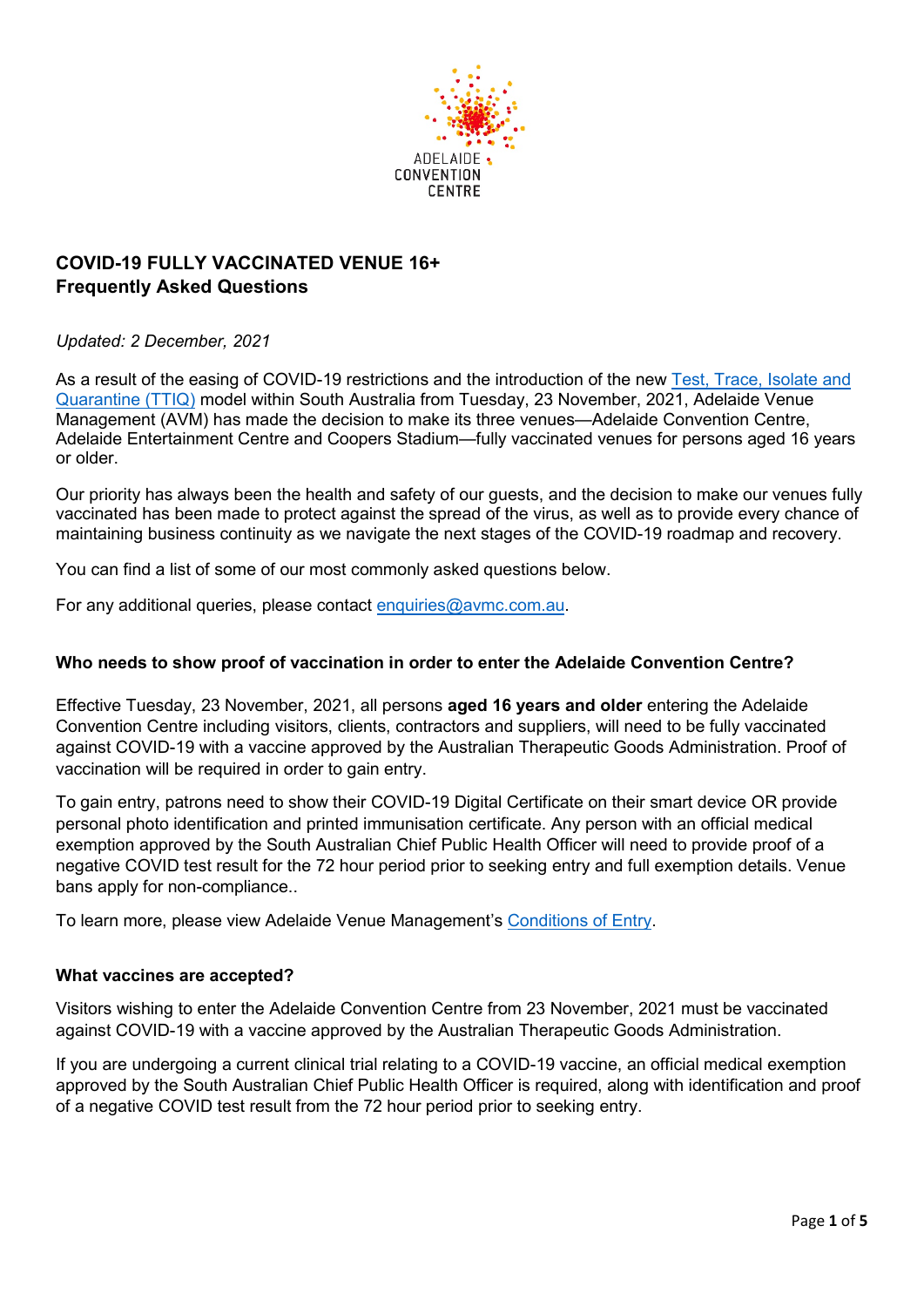ADELAIDE CONVENTION CENTRE

# COVID-19 FULLY VACCINATED VENUE 16+
## Frequently Asked Questions

*Updated: 2 December, 2021*

As a result of the easing of COVID-19 restrictions and the introduction of the new [Test, Trace, Isolate and Quarantine (TTIQ)]() model within South Australia from Tuesday, 23 November, 2021, Adelaide Venue Management (AVM) has made the decision to make its three venues—Adelaide Convention Centre, Adelaide Entertainment Centre and Coopers Stadium—fully vaccinated venues for persons aged 16 years or older.

Our priority has always been the health and safety of our guests, and the decision to make our venues fully vaccinated has been made to protect against the spread of the virus, as well as to provide every chance of maintaining business continuity as we navigate the next stages of the COVID-19 roadmap and recovery.

You can find a list of some of our most commonly asked questions below.

For any additional queries, please contact enquiries@avmc.com.au.

### Who needs to show proof of vaccination in order to enter the Adelaide Convention Centre?

Effective Tuesday, 23 November, 2021, all persons **aged 16 years and older** entering the Adelaide Convention Centre including visitors, clients, contractors and suppliers, will need to be fully vaccinated against COVID-19 with a vaccine approved by the Australian Therapeutic Goods Administration. Proof of vaccination will be required in order to gain entry.

To gain entry, patrons need to show their COVID-19 Digital Certificate on their smart device OR provide personal photo identification and printed immunisation certificate. Any person with an official medical exemption approved by the South Australian Chief Public Health Officer will need to provide proof of a negative COVID test result for the 72 hour period prior to seeking entry and full exemption details. Venue bans apply for non-compliance..

To learn more, please view Adelaide Venue Management's [Conditions of Entry]().

### What vaccines are accepted?

Visitors wishing to enter the Adelaide Convention Centre from 23 November, 2021 must be vaccinated against COVID-19 with a vaccine approved by the Australian Therapeutic Goods Administration.

If you are undergoing a current clinical trial relating to a COVID-19 vaccine, an official medical exemption approved by the South Australian Chief Public Health Officer is required, along with identification and proof of a negative COVID test result from the 72 hour period prior to seeking entry.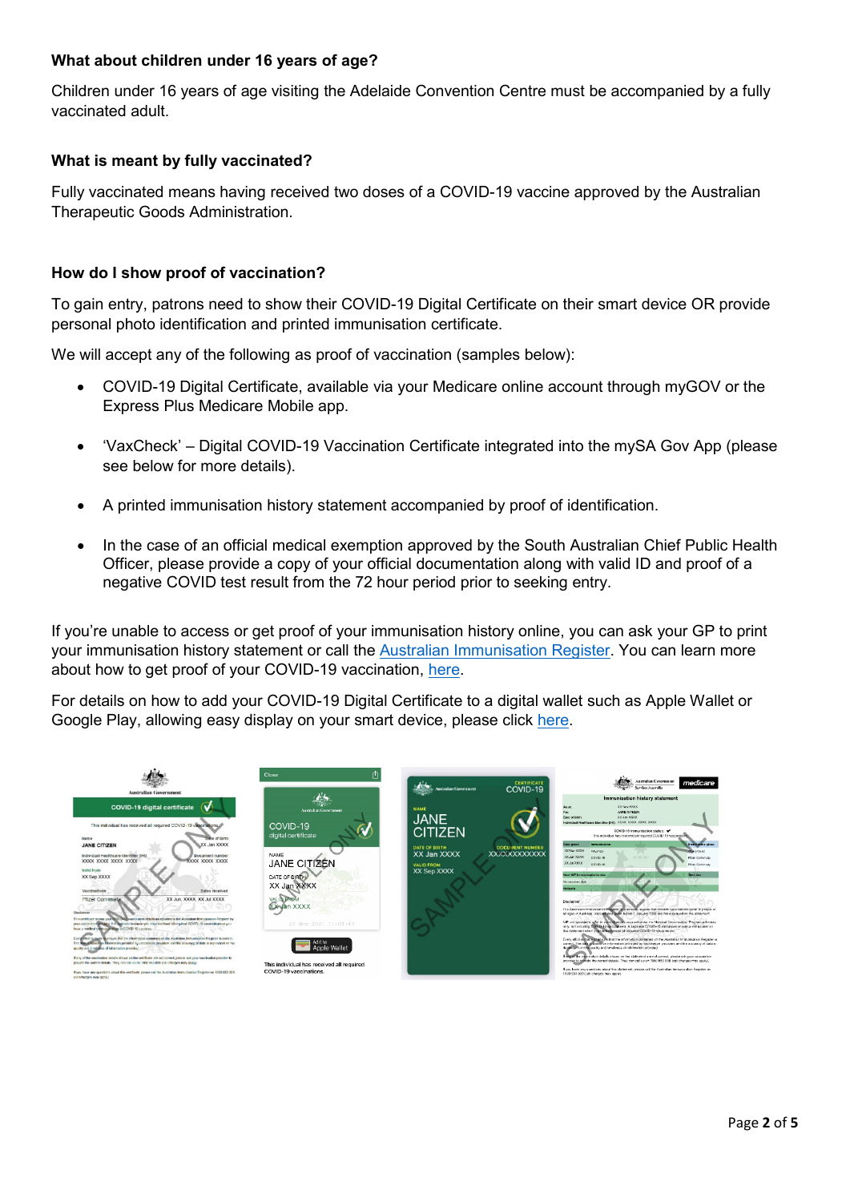### What about children under 16 years of age?

Children under 16 years of age visiting the Adelaide Convention Centre must be accompanied by a fully vaccinated adult.

### What is meant by fully vaccinated?

Fully vaccinated means having received two doses of a COVID-19 vaccine approved by the Australian Therapeutic Goods Administration.

### How do I show proof of vaccination?

To gain entry, patrons need to show their COVID-19 Digital Certificate on their smart device OR provide personal photo identification and printed immunisation certificate.

We will accept any of the following as proof of vaccination (samples below):

- COVID-19 Digital Certificate, available via your Medicare online account through myGOV or the Express Plus Medicare Mobile app.
- 'VaxCheck' – Digital COVID-19 Vaccination Certificate integrated into the mySA Gov App (please see below for more details).
- A printed immunisation history statement accompanied by proof of identification.
- In the case of an official medical exemption approved by the South Australian Chief Public Health Officer, please provide a copy of your official documentation along with valid ID and proof of a negative COVID test result from the 72 hour period prior to seeking entry.

If you're unable to access or get proof of your immunisation history online, you can ask your GP to print your immunisation history statement or call the Australian Immunisation Register. You can learn more about how to get proof of your COVID-19 vaccination, here.

For details on how to add your COVID-19 Digital Certificate to a digital wallet such as Apple Wallet or Google Play, allowing easy display on your smart device, please click here.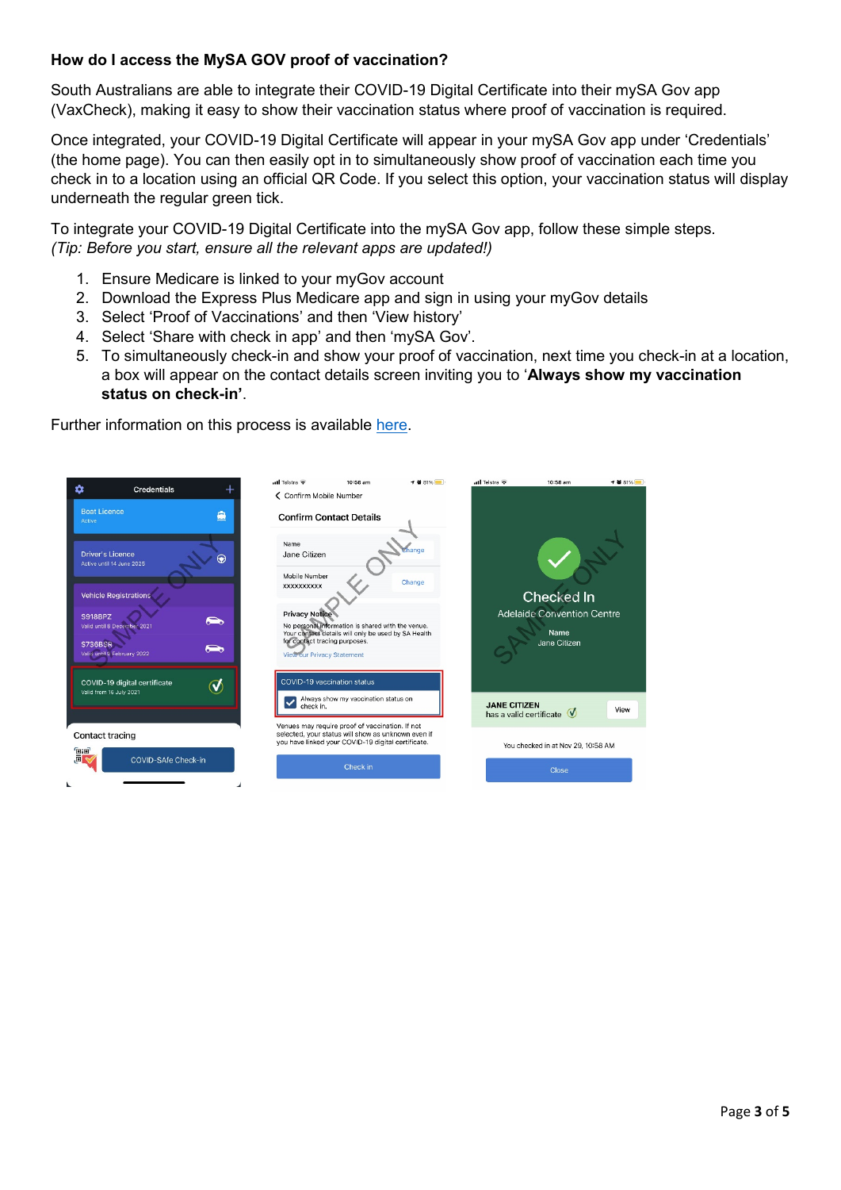**How do I access the MySA GOV proof of vaccination?**

South Australians are able to integrate their COVID-19 Digital Certificate into their mySA Gov app (VaxCheck), making it easy to show their vaccination status where proof of vaccination is required.

Once integrated, your COVID-19 Digital Certificate will appear in your mySA Gov app under 'Credentials' (the home page). You can then easily opt in to simultaneously show proof of vaccination each time you check in to a location using an official QR Code. If you select this option, your vaccination status will display underneath the regular green tick.

To integrate your COVID-19 Digital Certificate into the mySA Gov app, follow these simple steps.
*(Tip: Before you start, ensure all the relevant apps are updated!)*

1. Ensure Medicare is linked to your myGov account
2. Download the Express Plus Medicare app and sign in using your myGov details
3. Select 'Proof of Vaccinations' and then 'View history'
4. Select 'Share with check in app' and then 'mySA Gov'.
5. To simultaneously check-in and show your proof of vaccination, next time you check-in at a location, a box will appear on the contact details screen inviting you to '**Always show my vaccination status on check-in**'.

Further information on this process is available here.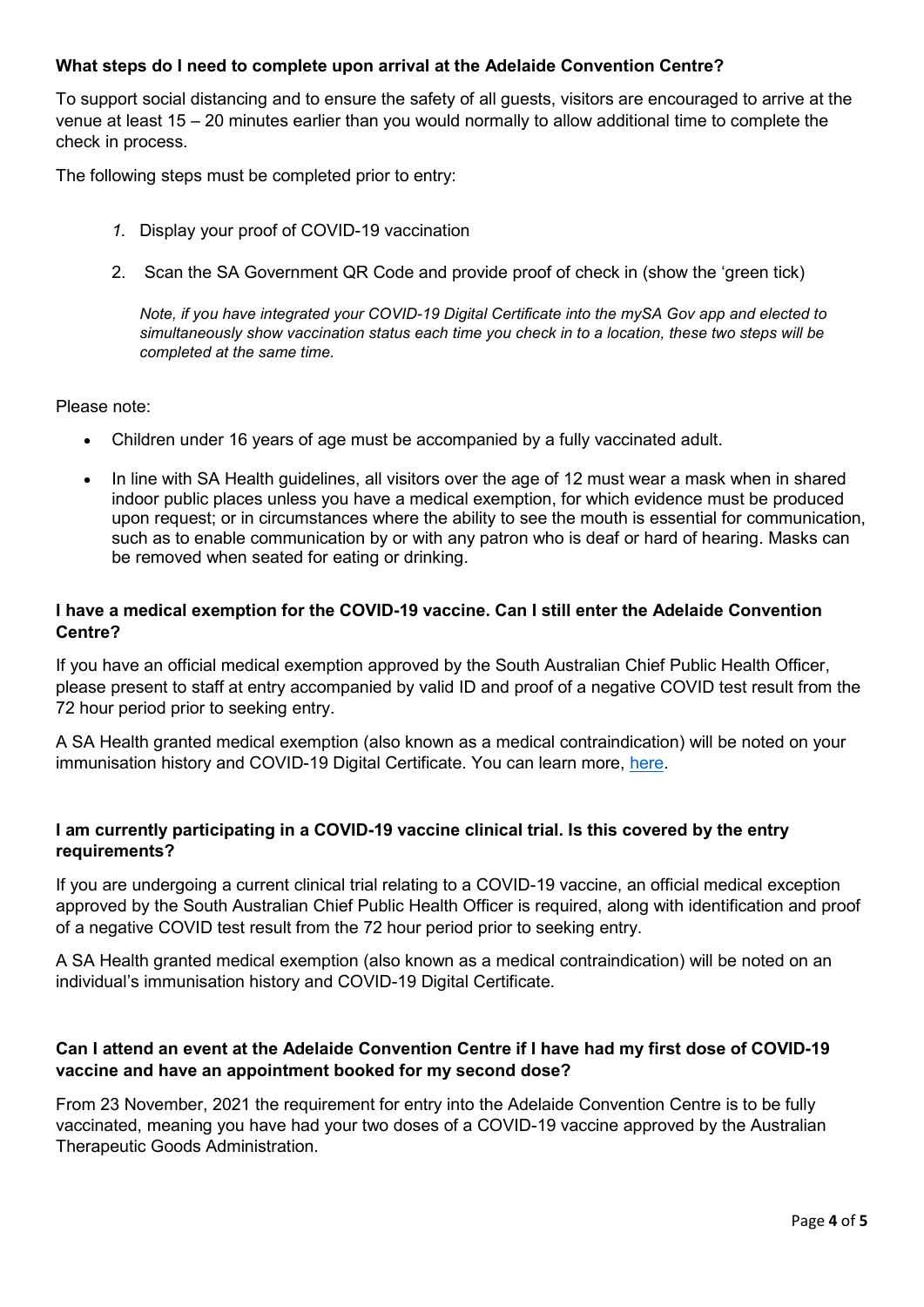**What steps do I need to complete upon arrival at the Adelaide Convention Centre?**

To support social distancing and to ensure the safety of all guests, visitors are encouraged to arrive at the venue at least 15 – 20 minutes earlier than you would normally to allow additional time to complete the check in process.

The following steps must be completed prior to entry:

1. Display your proof of COVID-19 vaccination
2. Scan the SA Government QR Code and provide proof of check in (show the 'green tick)

   *Note, if you have integrated your COVID-19 Digital Certificate into the mySA Gov app and elected to simultaneously show vaccination status each time you check in to a location, these two steps will be completed at the same time.*

Please note:

- Children under 16 years of age must be accompanied by a fully vaccinated adult.
- In line with SA Health guidelines, all visitors over the age of 12 must wear a mask when in shared indoor public places unless you have a medical exemption, for which evidence must be produced upon request; or in circumstances where the ability to see the mouth is essential for communication, such as to enable communication by or with any patron who is deaf or hard of hearing. Masks can be removed when seated for eating or drinking.

**I have a medical exemption for the COVID-19 vaccine. Can I still enter the Adelaide Convention Centre?**

If you have an official medical exemption approved by the South Australian Chief Public Health Officer, please present to staff at entry accompanied by valid ID and proof of a negative COVID test result from the 72 hour period prior to seeking entry.

A SA Health granted medical exemption (also known as a medical contraindication) will be noted on your immunisation history and COVID-19 Digital Certificate. You can learn more, here.

**I am currently participating in a COVID-19 vaccine clinical trial. Is this covered by the entry requirements?**

If you are undergoing a current clinical trial relating to a COVID-19 vaccine, an official medical exception approved by the South Australian Chief Public Health Officer is required, along with identification and proof of a negative COVID test result from the 72 hour period prior to seeking entry.

A SA Health granted medical exemption (also known as a medical contraindication) will be noted on an individual's immunisation history and COVID-19 Digital Certificate.

**Can I attend an event at the Adelaide Convention Centre if I have had my first dose of COVID-19 vaccine and have an appointment booked for my second dose?**

From 23 November, 2021 the requirement for entry into the Adelaide Convention Centre is to be fully vaccinated, meaning you have had your two doses of a COVID-19 vaccine approved by the Australian Therapeutic Goods Administration.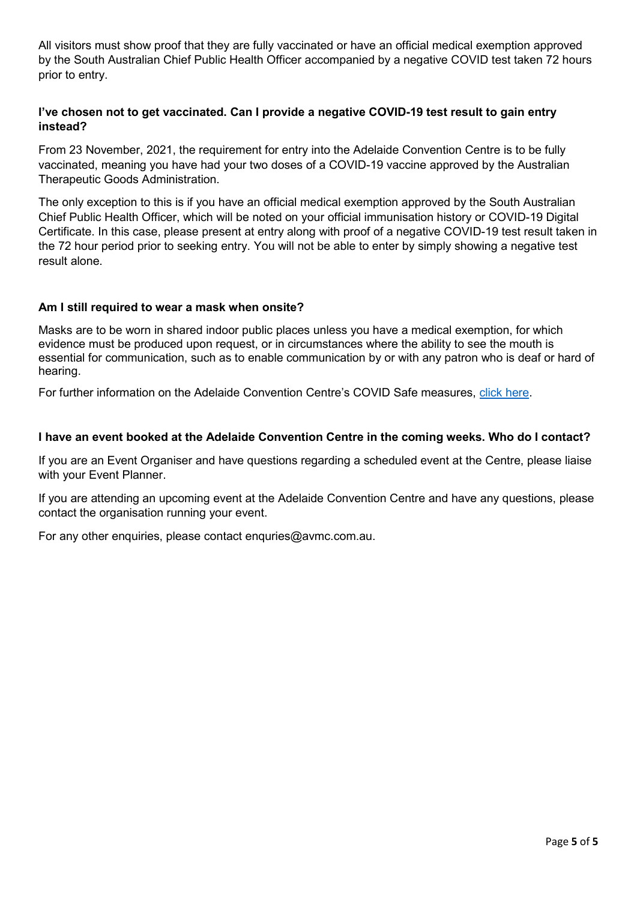All visitors must show proof that they are fully vaccinated or have an official medical exemption approved by the South Australian Chief Public Health Officer accompanied by a negative COVID test taken 72 hours prior to entry.

**I've chosen not to get vaccinated. Can I provide a negative COVID-19 test result to gain entry instead?**

From 23 November, 2021, the requirement for entry into the Adelaide Convention Centre is to be fully vaccinated, meaning you have had your two doses of a COVID-19 vaccine approved by the Australian Therapeutic Goods Administration.

The only exception to this is if you have an official medical exemption approved by the South Australian Chief Public Health Officer, which will be noted on your official immunisation history or COVID-19 Digital Certificate. In this case, please present at entry along with proof of a negative COVID-19 test result taken in the 72 hour period prior to seeking entry. You will not be able to enter by simply showing a negative test result alone.

**Am I still required to wear a mask when onsite?**

Masks are to be worn in shared indoor public places unless you have a medical exemption, for which evidence must be produced upon request, or in circumstances where the ability to see the mouth is essential for communication, such as to enable communication by or with any patron who is deaf or hard of hearing.

For further information on the Adelaide Convention Centre's COVID Safe measures, click here.

**I have an event booked at the Adelaide Convention Centre in the coming weeks. Who do I contact?**

If you are an Event Organiser and have questions regarding a scheduled event at the Centre, please liaise with your Event Planner.

If you are attending an upcoming event at the Adelaide Convention Centre and have any questions, please contact the organisation running your event.

For any other enquiries, please contact enquries@avmc.com.au.